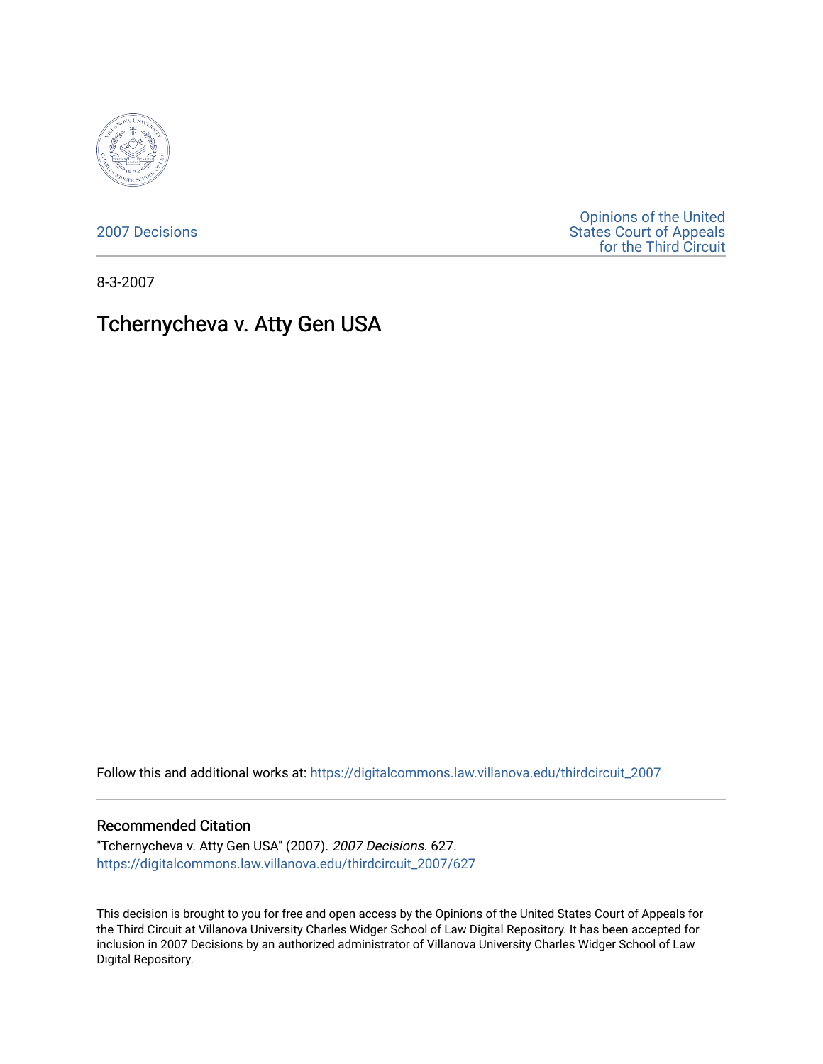2007 Decisions

Opinions of the United States Court of Appeals for the Third Circuit

8-3-2007

# Tchernycheva v. Atty Gen USA

Follow this and additional works at: https://digitalcommons.law.villanova.edu/thirdcircuit_2007

## Recommended Citation

"Tchernycheva v. Atty Gen USA" (2007). *2007 Decisions*. 627.
https://digitalcommons.law.villanova.edu/thirdcircuit_2007/627

This decision is brought to you for free and open access by the Opinions of the United States Court of Appeals for the Third Circuit at Villanova University Charles Widger School of Law Digital Repository. It has been accepted for inclusion in 2007 Decisions by an authorized administrator of Villanova University Charles Widger School of Law Digital Repository.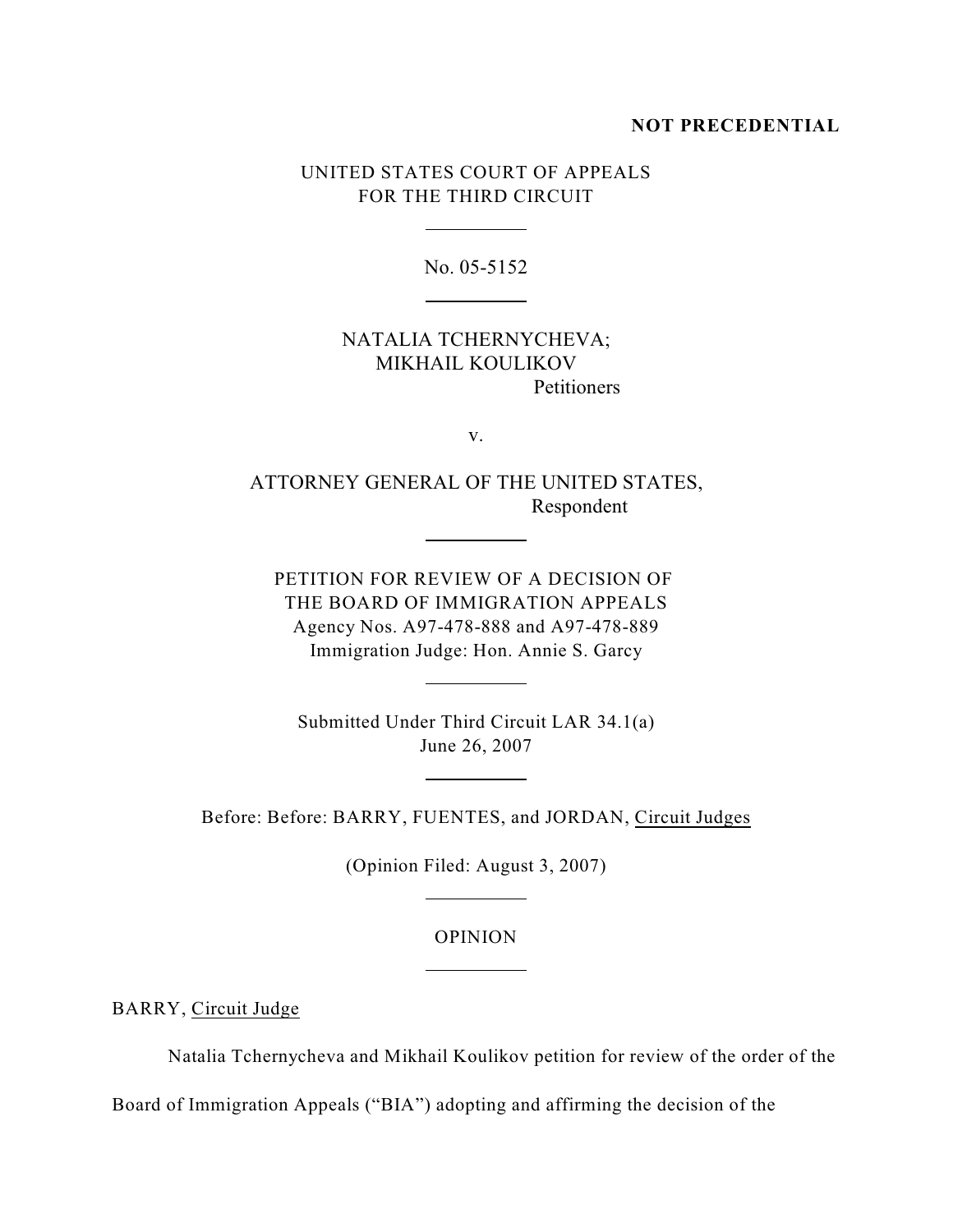**NOT PRECEDENTIAL**

UNITED STATES COURT OF APPEALS
FOR THE THIRD CIRCUIT

No. 05-5152

NATALIA TCHERNYCHEVA;
MIKHAIL KOULIKOV
Petitioners

v.

ATTORNEY GENERAL OF THE UNITED STATES,
Respondent

PETITION FOR REVIEW OF A DECISION OF
THE BOARD OF IMMIGRATION APPEALS
Agency Nos. A97-478-888 and A97-478-889
Immigration Judge: Hon. Annie S. Garcy

Submitted Under Third Circuit LAR 34.1(a)
June 26, 2007

Before: Before: BARRY, FUENTES, and JORDAN, Circuit Judges

(Opinion Filed: August 3, 2007)

OPINION

BARRY, Circuit Judge

Natalia Tchernycheva and Mikhail Koulikov petition for review of the order of the Board of Immigration Appeals ("BIA") adopting and affirming the decision of the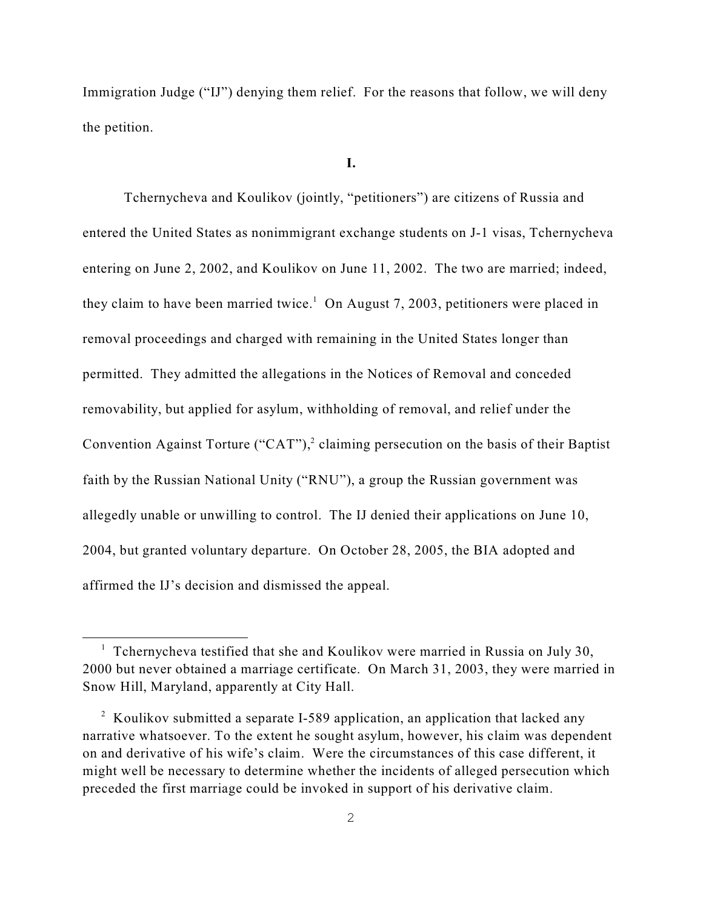Immigration Judge ("IJ") denying them relief. For the reasons that follow, we will deny the petition.

**I.**

Tchernycheva and Koulikov (jointly, "petitioners") are citizens of Russia and entered the United States as nonimmigrant exchange students on J-1 visas, Tchernycheva entering on June 2, 2002, and Koulikov on June 11, 2002. The two are married; indeed, they claim to have been married twice.[1] On August 7, 2003, petitioners were placed in removal proceedings and charged with remaining in the United States longer than permitted. They admitted the allegations in the Notices of Removal and conceded removability, but applied for asylum, withholding of removal, and relief under the Convention Against Torture ("CAT"),[2] claiming persecution on the basis of their Baptist faith by the Russian National Unity ("RNU"), a group the Russian government was allegedly unable or unwilling to control. The IJ denied their applications on June 10, 2004, but granted voluntary departure. On October 28, 2005, the BIA adopted and affirmed the IJ's decision and dismissed the appeal.

---

[1] Tchernycheva testified that she and Koulikov were married in Russia on July 30, 2000 but never obtained a marriage certificate. On March 31, 2003, they were married in Snow Hill, Maryland, apparently at City Hall.

[2] Koulikov submitted a separate I-589 application, an application that lacked any narrative whatsoever. To the extent he sought asylum, however, his claim was dependent on and derivative of his wife's claim. Were the circumstances of this case different, it might well be necessary to determine whether the incidents of alleged persecution which preceded the first marriage could be invoked in support of his derivative claim.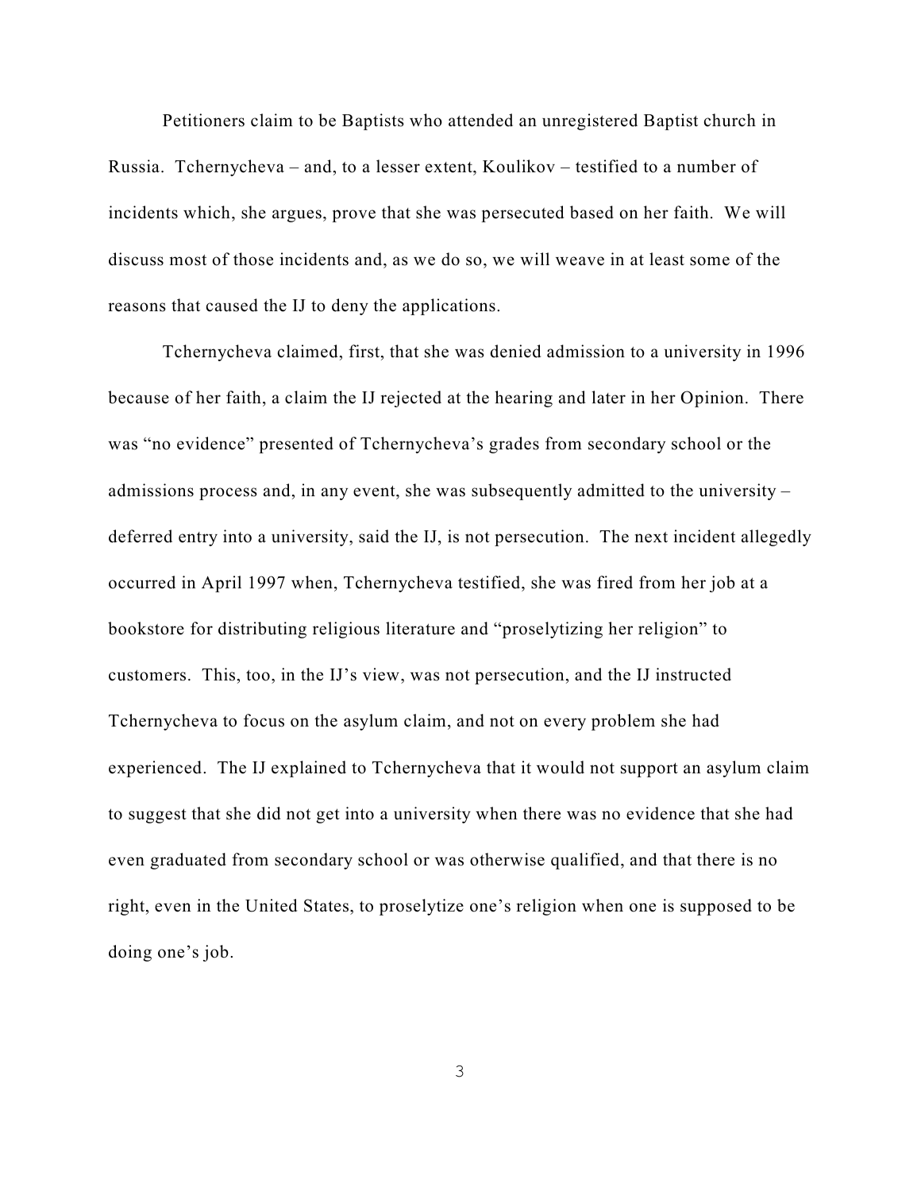Petitioners claim to be Baptists who attended an unregistered Baptist church in Russia. Tchernycheva – and, to a lesser extent, Koulikov – testified to a number of incidents which, she argues, prove that she was persecuted based on her faith. We will discuss most of those incidents and, as we do so, we will weave in at least some of the reasons that caused the IJ to deny the applications.

Tchernycheva claimed, first, that she was denied admission to a university in 1996 because of her faith, a claim the IJ rejected at the hearing and later in her Opinion. There was "no evidence" presented of Tchernycheva's grades from secondary school or the admissions process and, in any event, she was subsequently admitted to the university – deferred entry into a university, said the IJ, is not persecution. The next incident allegedly occurred in April 1997 when, Tchernycheva testified, she was fired from her job at a bookstore for distributing religious literature and "proselytizing her religion" to customers. This, too, in the IJ's view, was not persecution, and the IJ instructed Tchernycheva to focus on the asylum claim, and not on every problem she had experienced. The IJ explained to Tchernycheva that it would not support an asylum claim to suggest that she did not get into a university when there was no evidence that she had even graduated from secondary school or was otherwise qualified, and that there is no right, even in the United States, to proselytize one's religion when one is supposed to be doing one's job.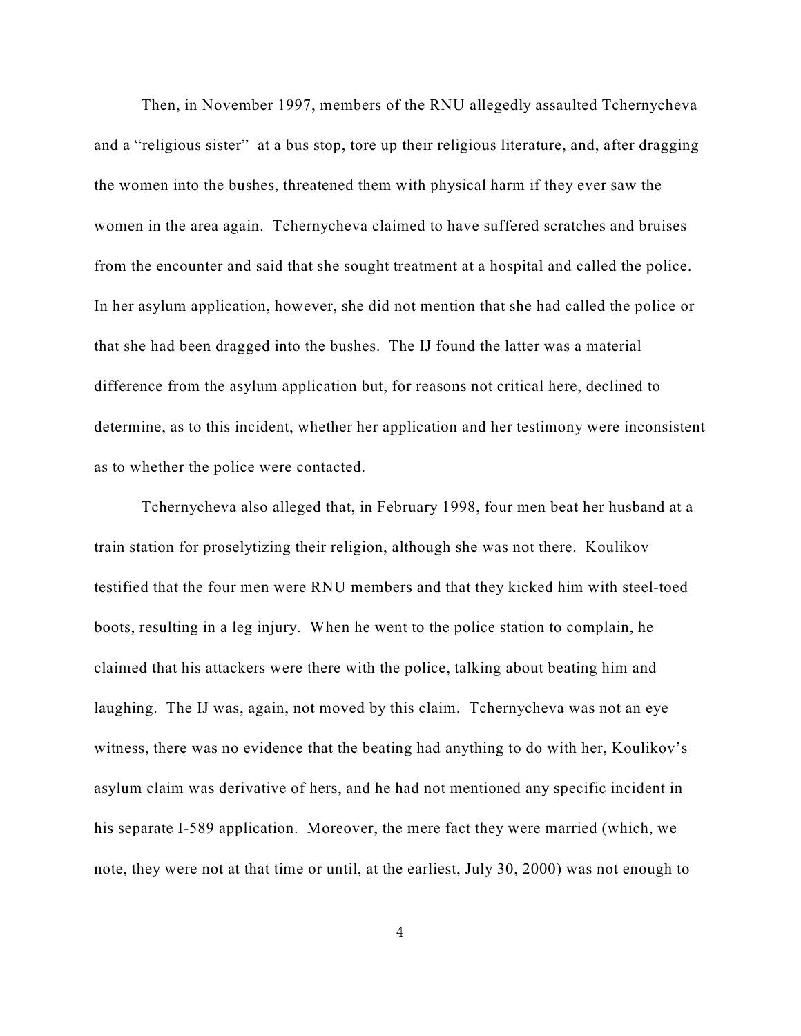Then, in November 1997, members of the RNU allegedly assaulted Tchernycheva and a "religious sister" at a bus stop, tore up their religious literature, and, after dragging the women into the bushes, threatened them with physical harm if they ever saw the women in the area again. Tchernycheva claimed to have suffered scratches and bruises from the encounter and said that she sought treatment at a hospital and called the police. In her asylum application, however, she did not mention that she had called the police or that she had been dragged into the bushes. The IJ found the latter was a material difference from the asylum application but, for reasons not critical here, declined to determine, as to this incident, whether her application and her testimony were inconsistent as to whether the police were contacted.

Tchernycheva also alleged that, in February 1998, four men beat her husband at a train station for proselytizing their religion, although she was not there. Koulikov testified that the four men were RNU members and that they kicked him with steel-toed boots, resulting in a leg injury. When he went to the police station to complain, he claimed that his attackers were there with the police, talking about beating him and laughing. The IJ was, again, not moved by this claim. Tchernycheva was not an eye witness, there was no evidence that the beating had anything to do with her, Koulikov's asylum claim was derivative of hers, and he had not mentioned any specific incident in his separate I-589 application. Moreover, the mere fact they were married (which, we note, they were not at that time or until, at the earliest, July 30, 2000) was not enough to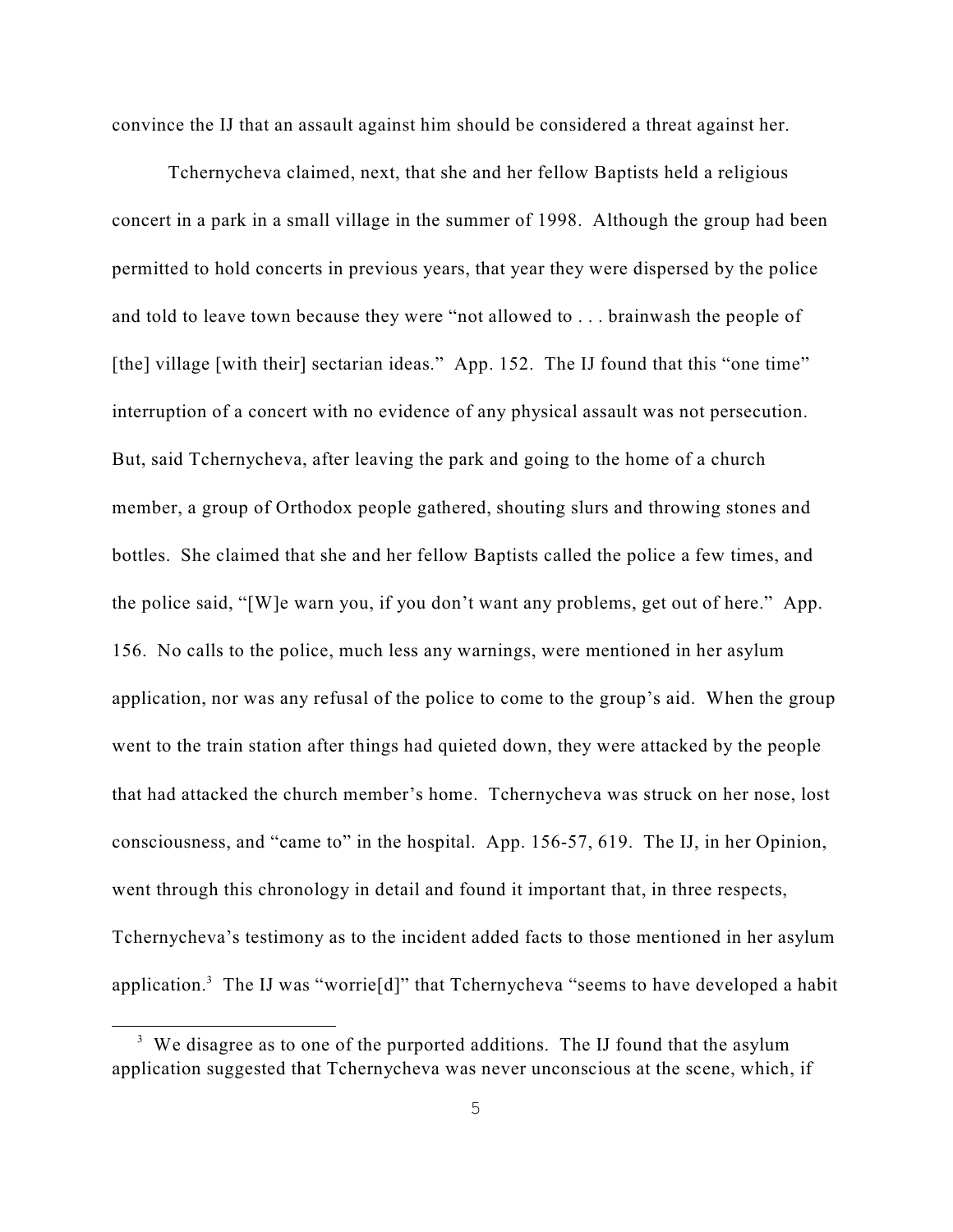convince the IJ that an assault against him should be considered a threat against her.

Tchernycheva claimed, next, that she and her fellow Baptists held a religious concert in a park in a small village in the summer of 1998. Although the group had been permitted to hold concerts in previous years, that year they were dispersed by the police and told to leave town because they were "not allowed to . . . brainwash the people of [the] village [with their] sectarian ideas." App. 152. The IJ found that this "one time" interruption of a concert with no evidence of any physical assault was not persecution. But, said Tchernycheva, after leaving the park and going to the home of a church member, a group of Orthodox people gathered, shouting slurs and throwing stones and bottles. She claimed that she and her fellow Baptists called the police a few times, and the police said, "[W]e warn you, if you don't want any problems, get out of here." App. 156. No calls to the police, much less any warnings, were mentioned in her asylum application, nor was any refusal of the police to come to the group's aid. When the group went to the train station after things had quieted down, they were attacked by the people that had attacked the church member's home. Tchernycheva was struck on her nose, lost consciousness, and "came to" in the hospital. App. 156-57, 619. The IJ, in her Opinion, went through this chronology in detail and found it important that, in three respects, Tchernycheva's testimony as to the incident added facts to those mentioned in her asylum application.[3] The IJ was "worrie[d]" that Tchernycheva "seems to have developed a habit

[3] We disagree as to one of the purported additions. The IJ found that the asylum application suggested that Tchernycheva was never unconscious at the scene, which, if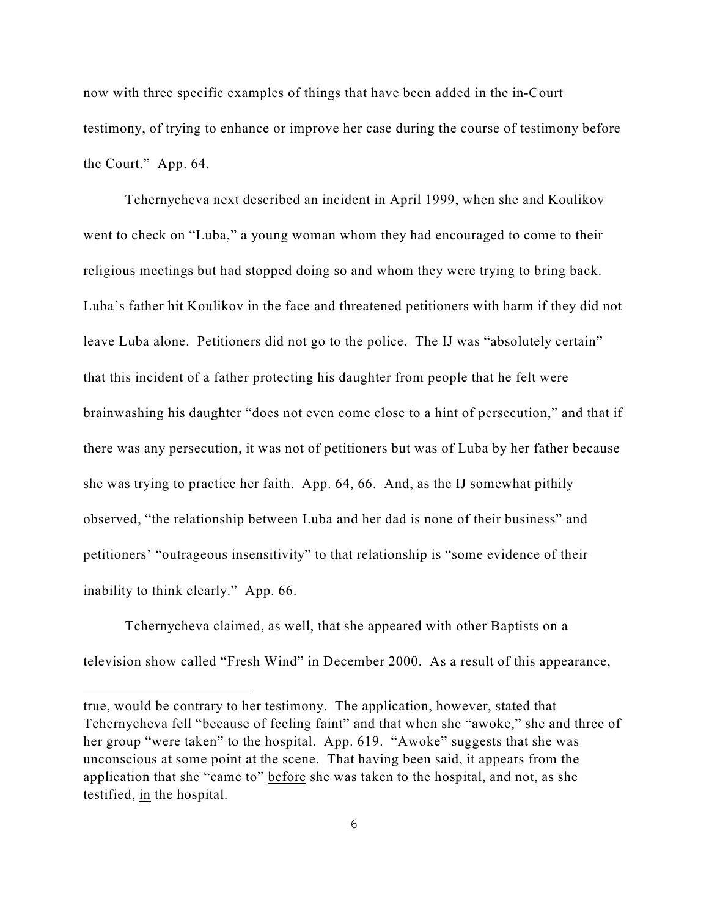now with three specific examples of things that have been added in the in-Court testimony, of trying to enhance or improve her case during the course of testimony before the Court." App. 64.

Tchernycheva next described an incident in April 1999, when she and Koulikov went to check on "Luba," a young woman whom they had encouraged to come to their religious meetings but had stopped doing so and whom they were trying to bring back. Luba's father hit Koulikov in the face and threatened petitioners with harm if they did not leave Luba alone. Petitioners did not go to the police. The IJ was "absolutely certain" that this incident of a father protecting his daughter from people that he felt were brainwashing his daughter "does not even come close to a hint of persecution," and that if there was any persecution, it was not of petitioners but was of Luba by her father because she was trying to practice her faith. App. 64, 66. And, as the IJ somewhat pithily observed, "the relationship between Luba and her dad is none of their business" and petitioners' "outrageous insensitivity" to that relationship is "some evidence of their inability to think clearly." App. 66.

Tchernycheva claimed, as well, that she appeared with other Baptists on a television show called "Fresh Wind" in December 2000. As a result of this appearance,

---

true, would be contrary to her testimony. The application, however, stated that Tchernycheva fell "because of feeling faint" and that when she "awoke," she and three of her group "were taken" to the hospital. App. 619. "Awoke" suggests that she was unconscious at some point at the scene. That having been said, it appears from the application that she "came to" <u>before</u> she was taken to the hospital, and not, as she testified, <u>in</u> the hospital.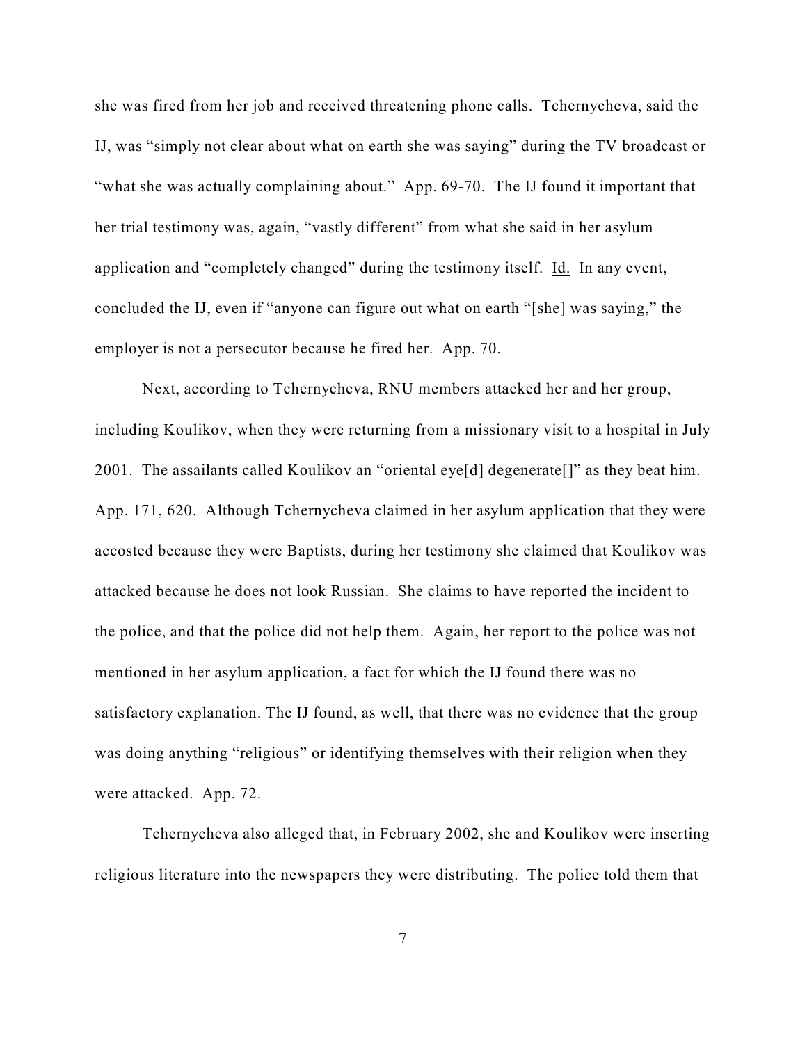she was fired from her job and received threatening phone calls. Tchernycheva, said the IJ, was "simply not clear about what on earth she was saying" during the TV broadcast or "what she was actually complaining about." App. 69-70. The IJ found it important that her trial testimony was, again, "vastly different" from what she said in her asylum application and "completely changed" during the testimony itself. Id. In any event, concluded the IJ, even if "anyone can figure out what on earth "[she] was saying," the employer is not a persecutor because he fired her. App. 70.

Next, according to Tchernycheva, RNU members attacked her and her group, including Koulikov, when they were returning from a missionary visit to a hospital in July 2001. The assailants called Koulikov an "oriental eye[d] degenerate[]" as they beat him. App. 171, 620. Although Tchernycheva claimed in her asylum application that they were accosted because they were Baptists, during her testimony she claimed that Koulikov was attacked because he does not look Russian. She claims to have reported the incident to the police, and that the police did not help them. Again, her report to the police was not mentioned in her asylum application, a fact for which the IJ found there was no satisfactory explanation. The IJ found, as well, that there was no evidence that the group was doing anything "religious" or identifying themselves with their religion when they were attacked. App. 72.

Tchernycheva also alleged that, in February 2002, she and Koulikov were inserting religious literature into the newspapers they were distributing. The police told them that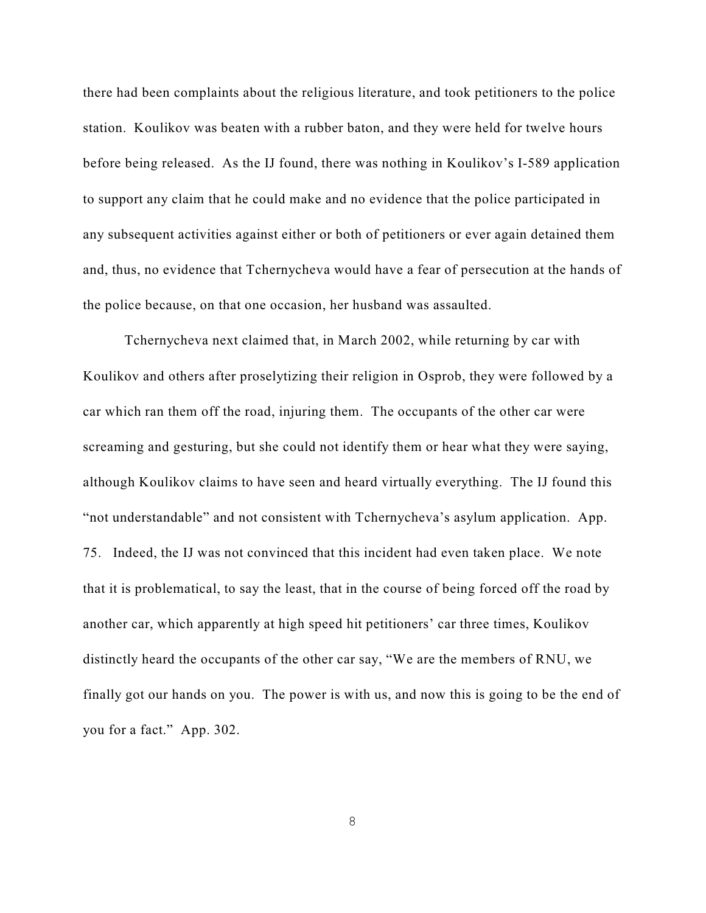there had been complaints about the religious literature, and took petitioners to the police station. Koulikov was beaten with a rubber baton, and they were held for twelve hours before being released. As the IJ found, there was nothing in Koulikov's I-589 application to support any claim that he could make and no evidence that the police participated in any subsequent activities against either or both of petitioners or ever again detained them and, thus, no evidence that Tchernycheva would have a fear of persecution at the hands of the police because, on that one occasion, her husband was assaulted.

Tchernycheva next claimed that, in March 2002, while returning by car with Koulikov and others after proselytizing their religion in Osprob, they were followed by a car which ran them off the road, injuring them. The occupants of the other car were screaming and gesturing, but she could not identify them or hear what they were saying, although Koulikov claims to have seen and heard virtually everything. The IJ found this "not understandable" and not consistent with Tchernycheva's asylum application. App. 75. Indeed, the IJ was not convinced that this incident had even taken place. We note that it is problematical, to say the least, that in the course of being forced off the road by another car, which apparently at high speed hit petitioners' car three times, Koulikov distinctly heard the occupants of the other car say, "We are the members of RNU, we finally got our hands on you. The power is with us, and now this is going to be the end of you for a fact." App. 302.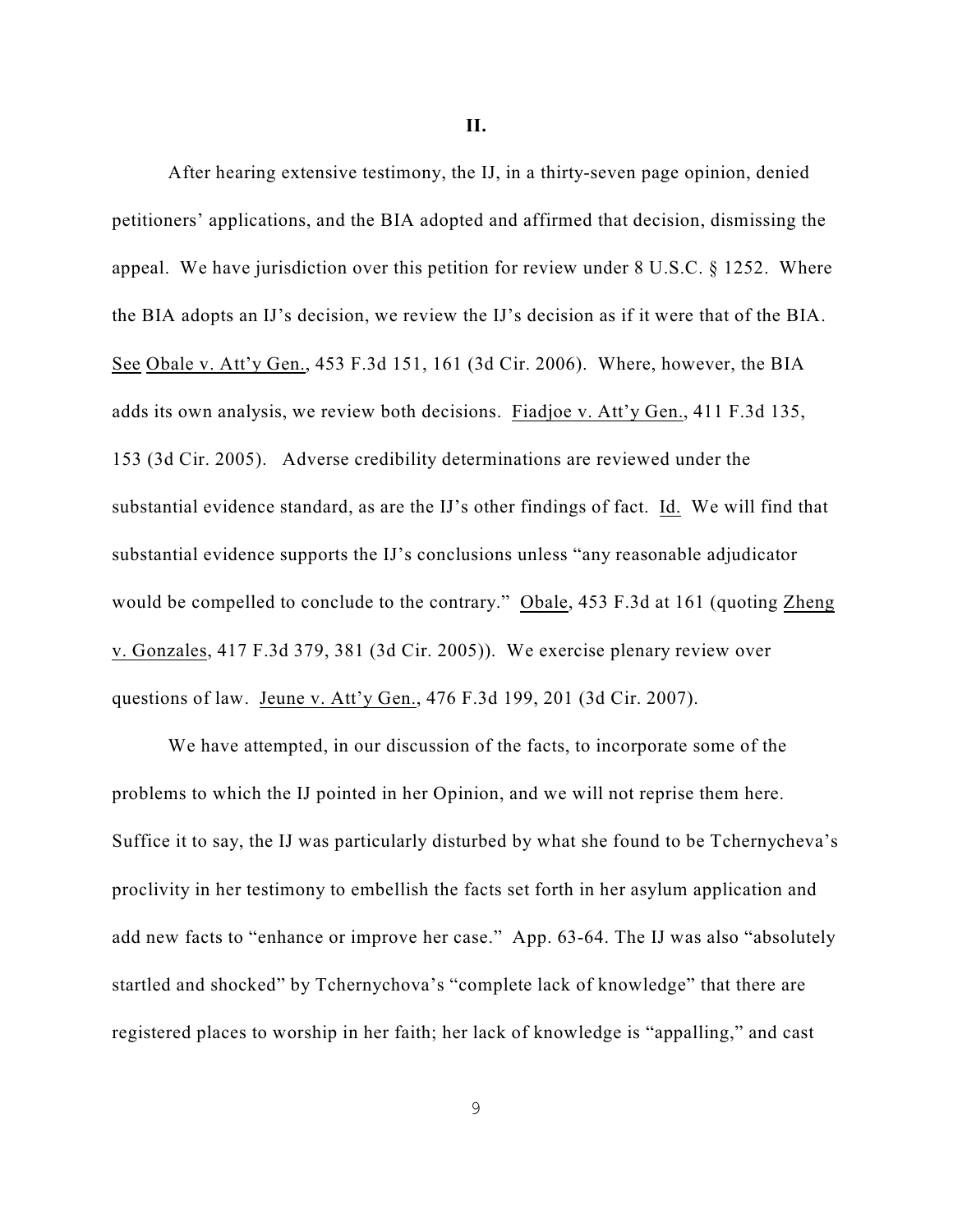**II.**

After hearing extensive testimony, the IJ, in a thirty-seven page opinion, denied petitioners' applications, and the BIA adopted and affirmed that decision, dismissing the appeal. We have jurisdiction over this petition for review under 8 U.S.C. § 1252. Where the BIA adopts an IJ's decision, we review the IJ's decision as if it were that of the BIA. See Obale v. Att'y Gen., 453 F.3d 151, 161 (3d Cir. 2006). Where, however, the BIA adds its own analysis, we review both decisions. Fiadjoe v. Att'y Gen., 411 F.3d 135, 153 (3d Cir. 2005). Adverse credibility determinations are reviewed under the substantial evidence standard, as are the IJ's other findings of fact. Id. We will find that substantial evidence supports the IJ's conclusions unless "any reasonable adjudicator would be compelled to conclude to the contrary." Obale, 453 F.3d at 161 (quoting Zheng v. Gonzales, 417 F.3d 379, 381 (3d Cir. 2005)). We exercise plenary review over questions of law. Jeune v. Att'y Gen., 476 F.3d 199, 201 (3d Cir. 2007).

We have attempted, in our discussion of the facts, to incorporate some of the problems to which the IJ pointed in her Opinion, and we will not reprise them here. Suffice it to say, the IJ was particularly disturbed by what she found to be Tchernycheva's proclivity in her testimony to embellish the facts set forth in her asylum application and add new facts to "enhance or improve her case." App. 63-64. The IJ was also "absolutely startled and shocked" by Tchernychova's "complete lack of knowledge" that there are registered places to worship in her faith; her lack of knowledge is "appalling," and cast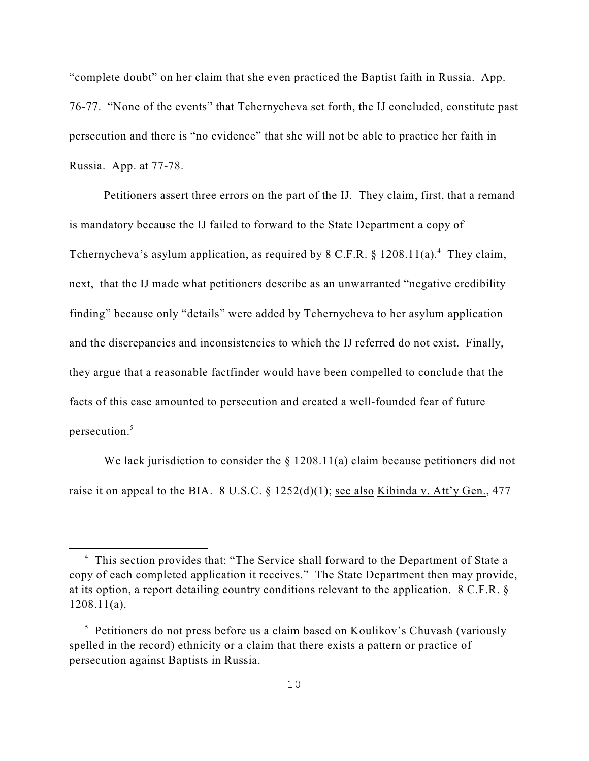"complete doubt" on her claim that she even practiced the Baptist faith in Russia. App. 76-77. "None of the events" that Tchernycheva set forth, the IJ concluded, constitute past persecution and there is "no evidence" that she will not be able to practice her faith in Russia. App. at 77-78.

Petitioners assert three errors on the part of the IJ. They claim, first, that a remand is mandatory because the IJ failed to forward to the State Department a copy of Tchernycheva's asylum application, as required by 8 C.F.R. § 1208.11(a).[4] They claim, next, that the IJ made what petitioners describe as an unwarranted "negative credibility finding" because only "details" were added by Tchernycheva to her asylum application and the discrepancies and inconsistencies to which the IJ referred do not exist. Finally, they argue that a reasonable factfinder would have been compelled to conclude that the facts of this case amounted to persecution and created a well-founded fear of future persecution.[5]

We lack jurisdiction to consider the § 1208.11(a) claim because petitioners did not raise it on appeal to the BIA. 8 U.S.C. § 1252(d)(1); see also Kibinda v. Att'y Gen., 477

---

[4] This section provides that: "The Service shall forward to the Department of State a copy of each completed application it receives." The State Department then may provide, at its option, a report detailing country conditions relevant to the application. 8 C.F.R. § 1208.11(a).

[5] Petitioners do not press before us a claim based on Koulikov's Chuvash (variously spelled in the record) ethnicity or a claim that there exists a pattern or practice of persecution against Baptists in Russia.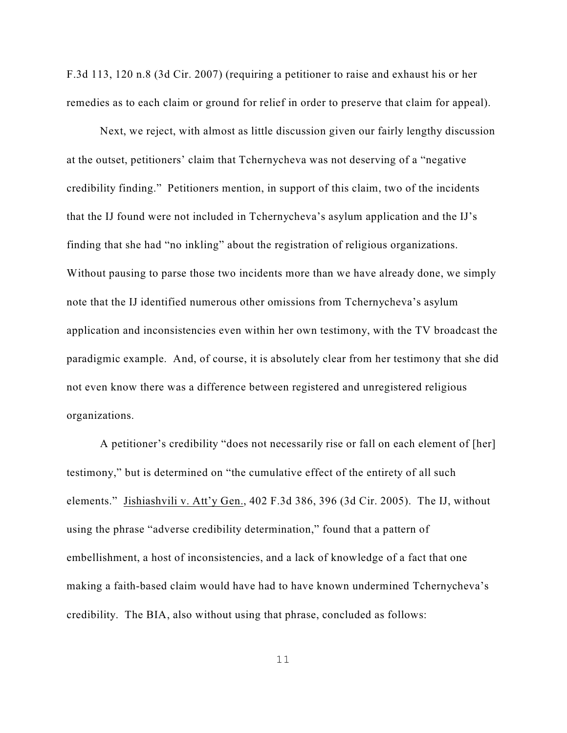F.3d 113, 120 n.8 (3d Cir. 2007) (requiring a petitioner to raise and exhaust his or her remedies as to each claim or ground for relief in order to preserve that claim for appeal).

Next, we reject, with almost as little discussion given our fairly lengthy discussion at the outset, petitioners' claim that Tchernycheva was not deserving of a "negative credibility finding." Petitioners mention, in support of this claim, two of the incidents that the IJ found were not included in Tchernycheva's asylum application and the IJ's finding that she had "no inkling" about the registration of religious organizations. Without pausing to parse those two incidents more than we have already done, we simply note that the IJ identified numerous other omissions from Tchernycheva's asylum application and inconsistencies even within her own testimony, with the TV broadcast the paradigmic example. And, of course, it is absolutely clear from her testimony that she did not even know there was a difference between registered and unregistered religious organizations.

A petitioner's credibility "does not necessarily rise or fall on each element of [her] testimony," but is determined on "the cumulative effect of the entirety of all such elements." Jishiashvili v. Att'y Gen., 402 F.3d 386, 396 (3d Cir. 2005). The IJ, without using the phrase "adverse credibility determination," found that a pattern of embellishment, a host of inconsistencies, and a lack of knowledge of a fact that one making a faith-based claim would have had to have known undermined Tchernycheva's credibility. The BIA, also without using that phrase, concluded as follows: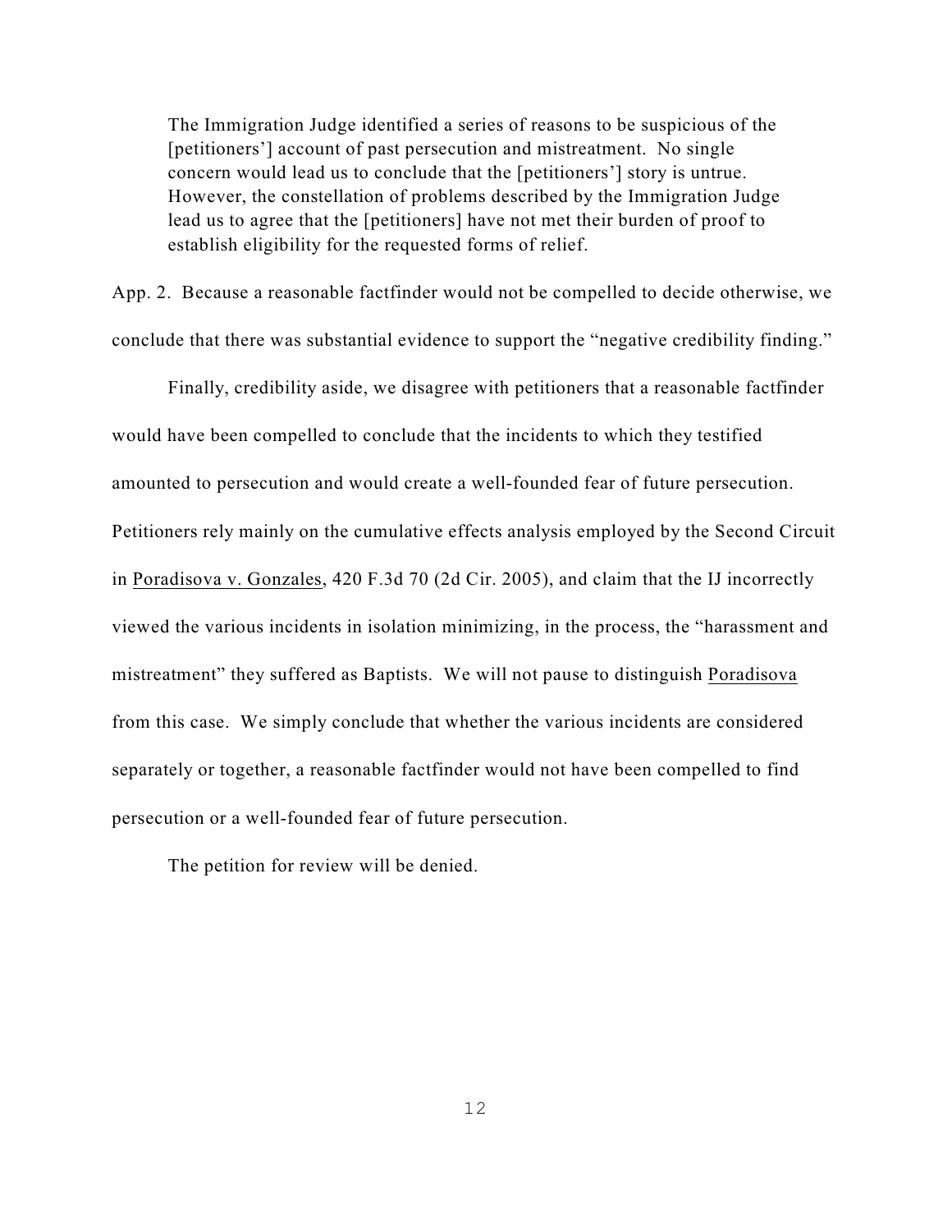> The Immigration Judge identified a series of reasons to be suspicious of the [petitioners'] account of past persecution and mistreatment. No single concern would lead us to conclude that the [petitioners'] story is untrue. However, the constellation of problems described by the Immigration Judge lead us to agree that the [petitioners] have not met their burden of proof to establish eligibility for the requested forms of relief.

App. 2. Because a reasonable factfinder would not be compelled to decide otherwise, we conclude that there was substantial evidence to support the "negative credibility finding."

Finally, credibility aside, we disagree with petitioners that a reasonable factfinder would have been compelled to conclude that the incidents to which they testified amounted to persecution and would create a well-founded fear of future persecution. Petitioners rely mainly on the cumulative effects analysis employed by the Second Circuit in Poradisova v. Gonzales, 420 F.3d 70 (2d Cir. 2005), and claim that the IJ incorrectly viewed the various incidents in isolation minimizing, in the process, the "harassment and mistreatment" they suffered as Baptists. We will not pause to distinguish Poradisova from this case. We simply conclude that whether the various incidents are considered separately or together, a reasonable factfinder would not have been compelled to find persecution or a well-founded fear of future persecution.

The petition for review will be denied.